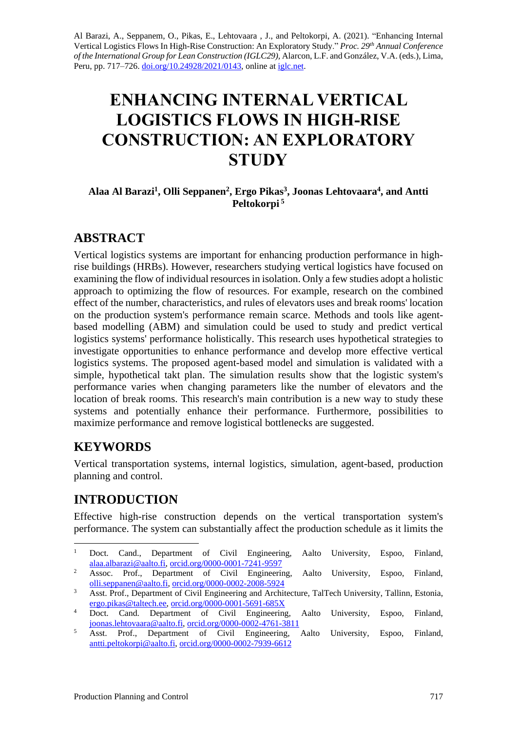Al Barazi, A., Seppanem, O., Pikas, E., Lehtovaara , J., and Peltokorpi, A. (2021). "Enhancing Internal Vertical Logistics Flows In High-Rise Construction: An Exploratory Study." *Proc. 29th Annual Conference of the International Group for Lean Construction (IGLC29),* Alarcon, L.F. and González, V.A. (eds.)*,* Lima, Peru, pp. 717–726. doi.org/10.24928/2021/0143, online at iglc.net.

# ENHANCING INTERNAL VERTICAL LOGISTICS FLOWS IN HIGH-RISE CONSTRUCTION: AN EXPLORATORY STUDY

**Alaa Al Barazi[1], Olli Seppanen[2], Ergo Pikas[3], Joonas Lehtovaara[4], and Antti Peltokorpi [5]**

## ABSTRACT

Vertical logistics systems are important for enhancing production performance in high-rise buildings (HRBs). However, researchers studying vertical logistics have focused on examining the flow of individual resources in isolation. Only a few studies adopt a holistic approach to optimizing the flow of resources. For example, research on the combined effect of the number, characteristics, and rules of elevators uses and break rooms' location on the production system's performance remain scarce. Methods and tools like agent-based modelling (ABM) and simulation could be used to study and predict vertical logistics systems' performance holistically. This research uses hypothetical strategies to investigate opportunities to enhance performance and develop more effective vertical logistics systems. The proposed agent-based model and simulation is validated with a simple, hypothetical takt plan. The simulation results show that the logistic system's performance varies when changing parameters like the number of elevators and the location of break rooms. This research's main contribution is a new way to study these systems and potentially enhance their performance. Furthermore, possibilities to maximize performance and remove logistical bottlenecks are suggested.

## KEYWORDS

Vertical transportation systems, internal logistics, simulation, agent-based, production planning and control.

## INTRODUCTION

Effective high-rise construction depends on the vertical transportation system's performance. The system can substantially affect the production schedule as it limits the

---

[1] Doct. Cand., Department of Civil Engineering, Aalto University, Espoo, Finland, alaa.albarazi@aalto.fi, orcid.org/0000-0001-7241-9597

[2] Assoc. Prof., Department of Civil Engineering, Aalto University, Espoo, Finland, olli.seppanen@aalto.fi, orcid.org/0000-0002-2008-5924

[3] Asst. Prof., Department of Civil Engineering and Architecture, TalTech University, Tallinn, Estonia, ergo.pikas@taltech.ee, orcid.org/0000-0001-5691-685X

[4] Doct. Cand. Department of Civil Engineering, Aalto University, Espoo, Finland, joonas.lehtovaara@aalto.fi, orcid.org/0000-0002-4761-3811

[5] Asst. Prof., Department of Civil Engineering, Aalto University, Espoo, Finland, antti.peltokorpi@aalto.fi, orcid.org/0000-0002-7939-6612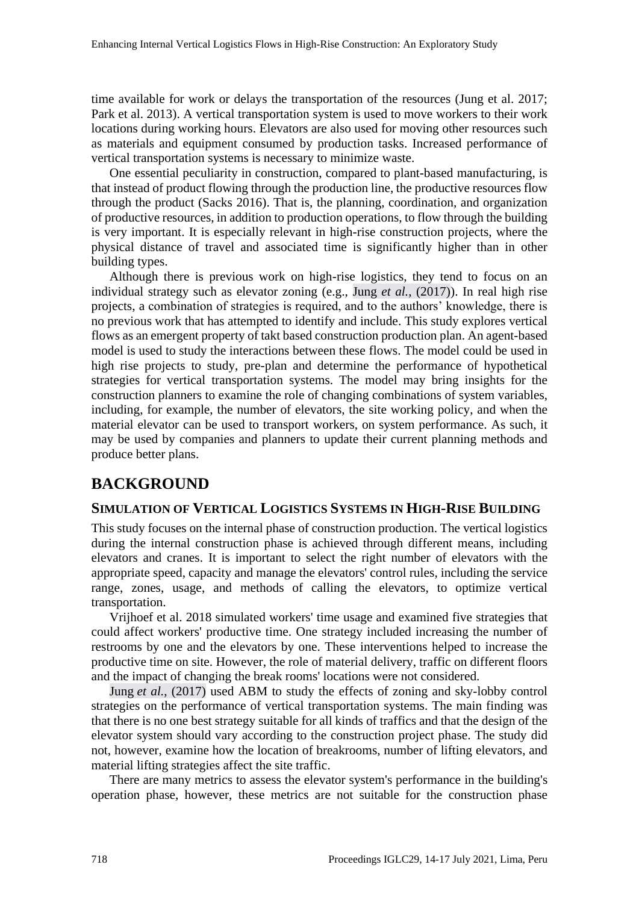time available for work or delays the transportation of the resources (Jung et al. 2017; Park et al. 2013). A vertical transportation system is used to move workers to their work locations during working hours. Elevators are also used for moving other resources such as materials and equipment consumed by production tasks. Increased performance of vertical transportation systems is necessary to minimize waste.

One essential peculiarity in construction, compared to plant-based manufacturing, is that instead of product flowing through the production line, the productive resources flow through the product (Sacks 2016). That is, the planning, coordination, and organization of productive resources, in addition to production operations, to flow through the building is very important. It is especially relevant in high-rise construction projects, where the physical distance of travel and associated time is significantly higher than in other building types.

Although there is previous work on high-rise logistics, they tend to focus on an individual strategy such as elevator zoning (e.g., Jung *et al.*, (2017)). In real high rise projects, a combination of strategies is required, and to the authors' knowledge, there is no previous work that has attempted to identify and include. This study explores vertical flows as an emergent property of takt based construction production plan. An agent-based model is used to study the interactions between these flows. The model could be used in high rise projects to study, pre-plan and determine the performance of hypothetical strategies for vertical transportation systems. The model may bring insights for the construction planners to examine the role of changing combinations of system variables, including, for example, the number of elevators, the site working policy, and when the material elevator can be used to transport workers, on system performance. As such, it may be used by companies and planners to update their current planning methods and produce better plans.

# BACKGROUND

## SIMULATION OF VERTICAL LOGISTICS SYSTEMS IN HIGH-RISE BUILDING

This study focuses on the internal phase of construction production. The vertical logistics during the internal construction phase is achieved through different means, including elevators and cranes. It is important to select the right number of elevators with the appropriate speed, capacity and manage the elevators' control rules, including the service range, zones, usage, and methods of calling the elevators, to optimize vertical transportation.

Vrijhoef et al. 2018 simulated workers' time usage and examined five strategies that could affect workers' productive time. One strategy included increasing the number of restrooms by one and the elevators by one. These interventions helped to increase the productive time on site. However, the role of material delivery, traffic on different floors and the impact of changing the break rooms' locations were not considered.

Jung *et al.*, (2017) used ABM to study the effects of zoning and sky-lobby control strategies on the performance of vertical transportation systems. The main finding was that there is no one best strategy suitable for all kinds of traffics and that the design of the elevator system should vary according to the construction project phase. The study did not, however, examine how the location of breakrooms, number of lifting elevators, and material lifting strategies affect the site traffic.

There are many metrics to assess the elevator system's performance in the building's operation phase, however, these metrics are not suitable for the construction phase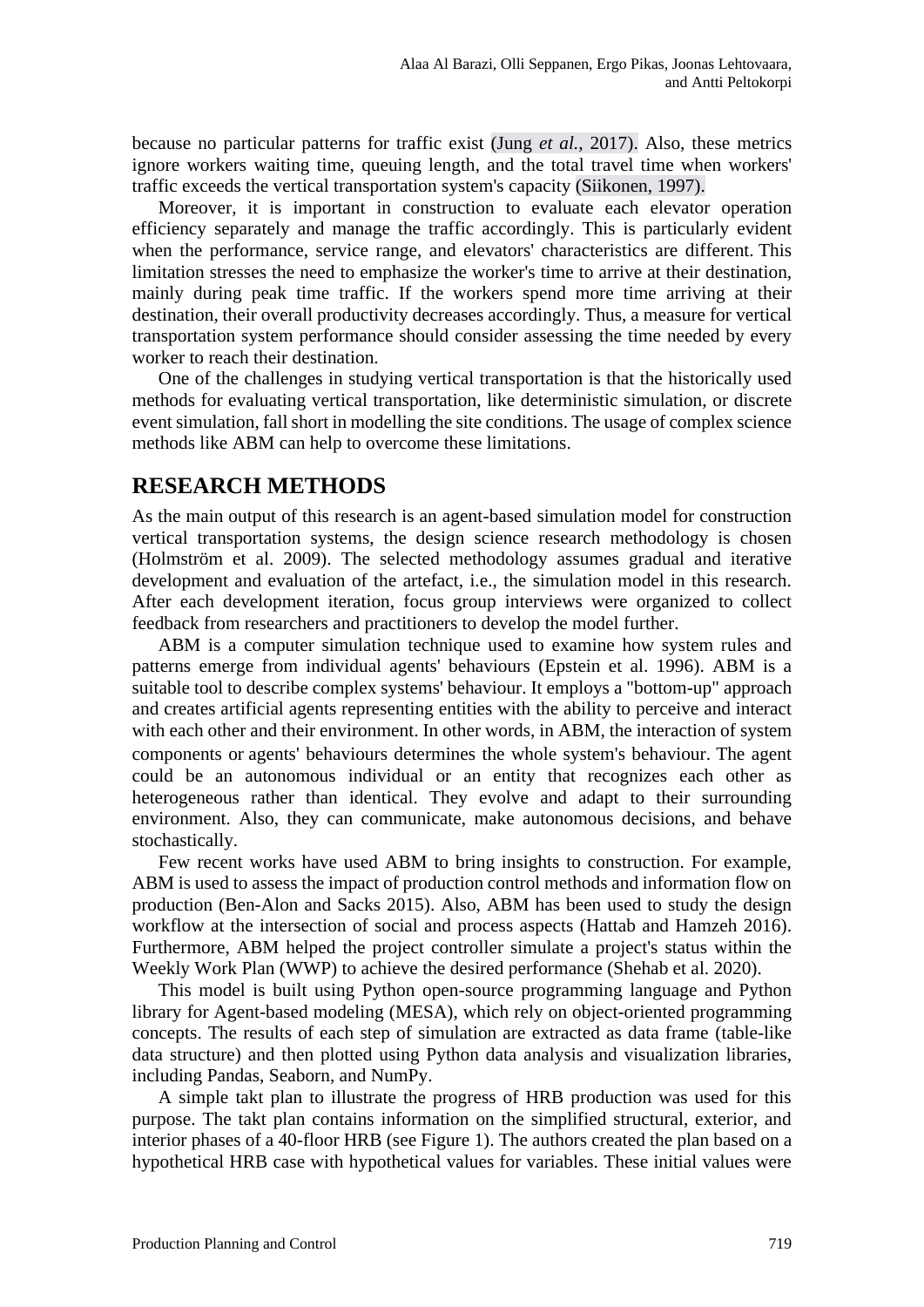because no particular patterns for traffic exist (Jung *et al.*, 2017). Also, these metrics ignore workers waiting time, queuing length, and the total travel time when workers' traffic exceeds the vertical transportation system's capacity (Siikonen, 1997).

Moreover, it is important in construction to evaluate each elevator operation efficiency separately and manage the traffic accordingly. This is particularly evident when the performance, service range, and elevators' characteristics are different. This limitation stresses the need to emphasize the worker's time to arrive at their destination, mainly during peak time traffic. If the workers spend more time arriving at their destination, their overall productivity decreases accordingly. Thus, a measure for vertical transportation system performance should consider assessing the time needed by every worker to reach their destination.

One of the challenges in studying vertical transportation is that the historically used methods for evaluating vertical transportation, like deterministic simulation, or discrete event simulation, fall short in modelling the site conditions. The usage of complex science methods like ABM can help to overcome these limitations.

## RESEARCH METHODS

As the main output of this research is an agent-based simulation model for construction vertical transportation systems, the design science research methodology is chosen (Holmström et al. 2009). The selected methodology assumes gradual and iterative development and evaluation of the artefact, i.e., the simulation model in this research. After each development iteration, focus group interviews were organized to collect feedback from researchers and practitioners to develop the model further.

ABM is a computer simulation technique used to examine how system rules and patterns emerge from individual agents' behaviours (Epstein et al. 1996). ABM is a suitable tool to describe complex systems' behaviour. It employs a "bottom-up" approach and creates artificial agents representing entities with the ability to perceive and interact with each other and their environment. In other words, in ABM, the interaction of system components or agents' behaviours determines the whole system's behaviour. The agent could be an autonomous individual or an entity that recognizes each other as heterogeneous rather than identical. They evolve and adapt to their surrounding environment. Also, they can communicate, make autonomous decisions, and behave stochastically.

Few recent works have used ABM to bring insights to construction. For example, ABM is used to assess the impact of production control methods and information flow on production (Ben-Alon and Sacks 2015). Also, ABM has been used to study the design workflow at the intersection of social and process aspects (Hattab and Hamzeh 2016). Furthermore, ABM helped the project controller simulate a project's status within the Weekly Work Plan (WWP) to achieve the desired performance (Shehab et al. 2020).

This model is built using Python open-source programming language and Python library for Agent-based modeling (MESA), which rely on object-oriented programming concepts. The results of each step of simulation are extracted as data frame (table-like data structure) and then plotted using Python data analysis and visualization libraries, including Pandas, Seaborn, and NumPy.

A simple takt plan to illustrate the progress of HRB production was used for this purpose. The takt plan contains information on the simplified structural, exterior, and interior phases of a 40-floor HRB (see Figure 1). The authors created the plan based on a hypothetical HRB case with hypothetical values for variables. These initial values were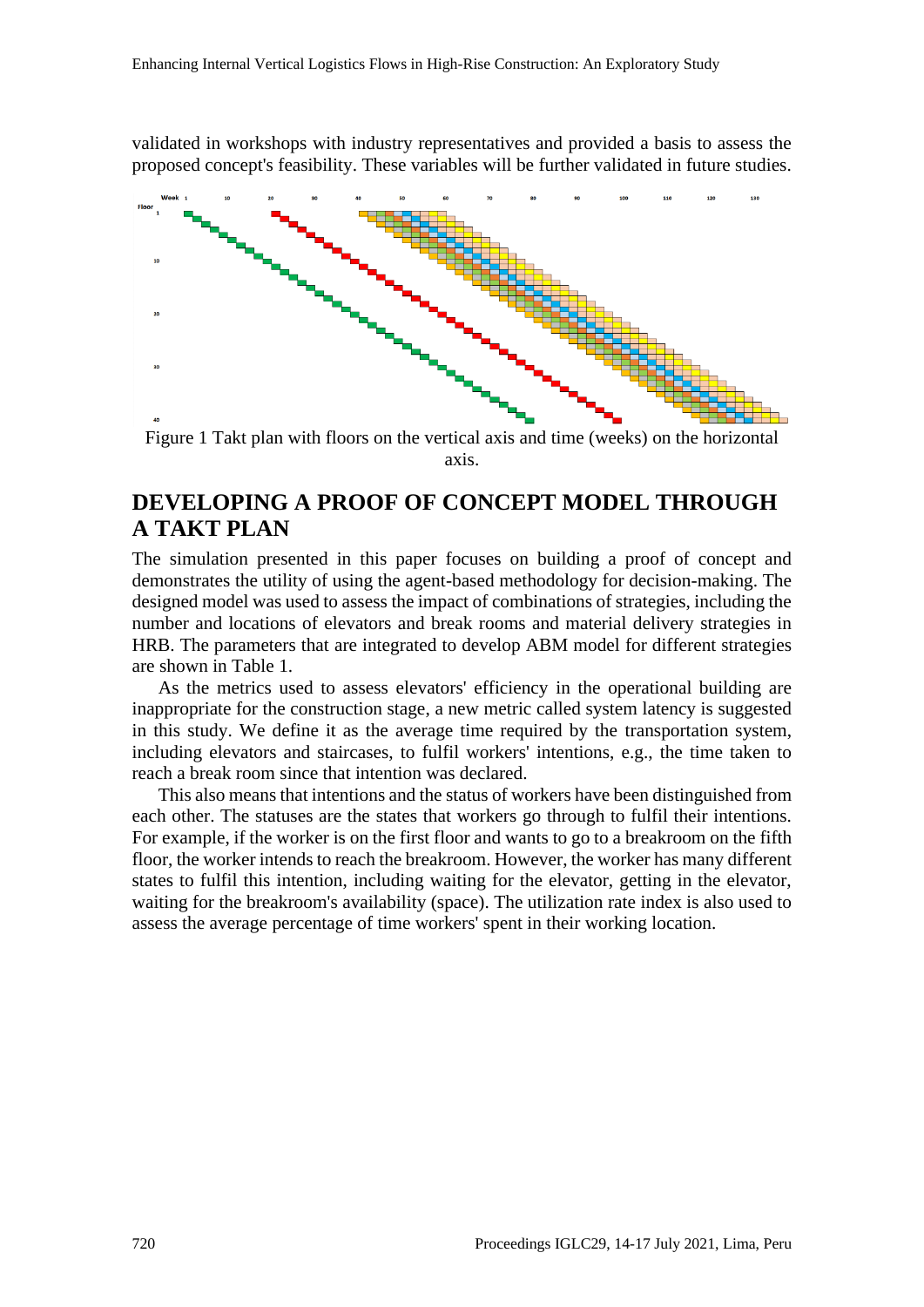validated in workshops with industry representatives and provided a basis to assess the proposed concept's feasibility. These variables will be further validated in future studies.

Figure 1 Takt plan with floors on the vertical axis and time (weeks) on the horizontal axis.

## DEVELOPING A PROOF OF CONCEPT MODEL THROUGH A TAKT PLAN

The simulation presented in this paper focuses on building a proof of concept and demonstrates the utility of using the agent-based methodology for decision-making. The designed model was used to assess the impact of combinations of strategies, including the number and locations of elevators and break rooms and material delivery strategies in HRB. The parameters that are integrated to develop ABM model for different strategies are shown in Table 1.

As the metrics used to assess elevators' efficiency in the operational building are inappropriate for the construction stage, a new metric called system latency is suggested in this study. We define it as the average time required by the transportation system, including elevators and staircases, to fulfil workers' intentions, e.g., the time taken to reach a break room since that intention was declared.

This also means that intentions and the status of workers have been distinguished from each other. The statuses are the states that workers go through to fulfil their intentions. For example, if the worker is on the first floor and wants to go to a breakroom on the fifth floor, the worker intends to reach the breakroom. However, the worker has many different states to fulfil this intention, including waiting for the elevator, getting in the elevator, waiting for the breakroom's availability (space). The utilization rate index is also used to assess the average percentage of time workers' spent in their working location.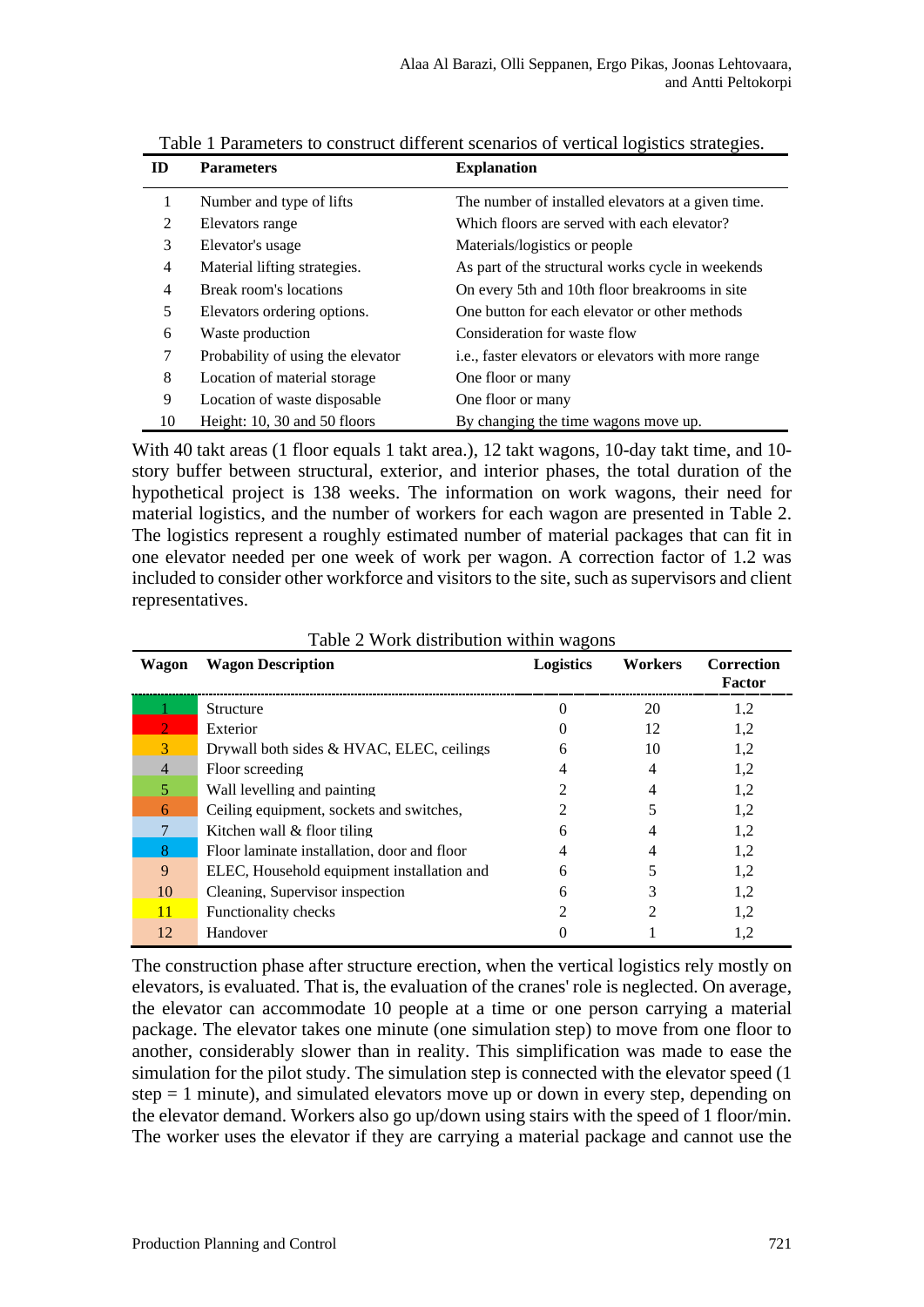Table 1 Parameters to construct different scenarios of vertical logistics strategies.

| ID | Parameters | Explanation |
|---|---|---|
| 1 | Number and type of lifts | The number of installed elevators at a given time. |
| 2 | Elevators range | Which floors are served with each elevator? |
| 3 | Elevator's usage | Materials/logistics or people |
| 4 | Material lifting strategies. | As part of the structural works cycle in weekends |
| 4 | Break room's locations | On every 5th and 10th floor breakrooms in site |
| 5 | Elevators ordering options. | One button for each elevator or other methods |
| 6 | Waste production | Consideration for waste flow |
| 7 | Probability of using the elevator | i.e., faster elevators or elevators with more range |
| 8 | Location of material storage | One floor or many |
| 9 | Location of waste disposable | One floor or many |
| 10 | Height: 10, 30 and 50 floors | By changing the time wagons move up. |

With 40 takt areas (1 floor equals 1 takt area.), 12 takt wagons, 10-day takt time, and 10-story buffer between structural, exterior, and interior phases, the total duration of the hypothetical project is 138 weeks. The information on work wagons, their need for material logistics, and the number of workers for each wagon are presented in Table 2. The logistics represent a roughly estimated number of material packages that can fit in one elevator needed per one week of work per wagon. A correction factor of 1.2 was included to consider other workforce and visitors to the site, such as supervisors and client representatives.

Table 2 Work distribution within wagons

| Wagon | Wagon Description | Logistics | Workers | Correction Factor |
|---|---|---|---|---|
| 1 | Structure | 0 | 20 | 1,2 |
| 2 | Exterior | 0 | 12 | 1,2 |
| 3 | Drywall both sides & HVAC, ELEC, ceilings | 6 | 10 | 1,2 |
| 4 | Floor screeding | 4 | 4 | 1,2 |
| 5 | Wall levelling and painting | 2 | 4 | 1,2 |
| 6 | Ceiling equipment, sockets and switches, | 2 | 5 | 1,2 |
| 7 | Kitchen wall & floor tiling | 6 | 4 | 1,2 |
| 8 | Floor laminate installation, door and floor | 4 | 4 | 1,2 |
| 9 | ELEC, Household equipment installation and | 6 | 5 | 1,2 |
| 10 | Cleaning, Supervisor inspection | 6 | 3 | 1,2 |
| 11 | Functionality checks | 2 | 2 | 1,2 |
| 12 | Handover | 0 | 1 | 1,2 |

The construction phase after structure erection, when the vertical logistics rely mostly on elevators, is evaluated. That is, the evaluation of the cranes' role is neglected. On average, the elevator can accommodate 10 people at a time or one person carrying a material package. The elevator takes one minute (one simulation step) to move from one floor to another, considerably slower than in reality. This simplification was made to ease the simulation for the pilot study. The simulation step is connected with the elevator speed (1 step = 1 minute), and simulated elevators move up or down in every step, depending on the elevator demand. Workers also go up/down using stairs with the speed of 1 floor/min. The worker uses the elevator if they are carrying a material package and cannot use the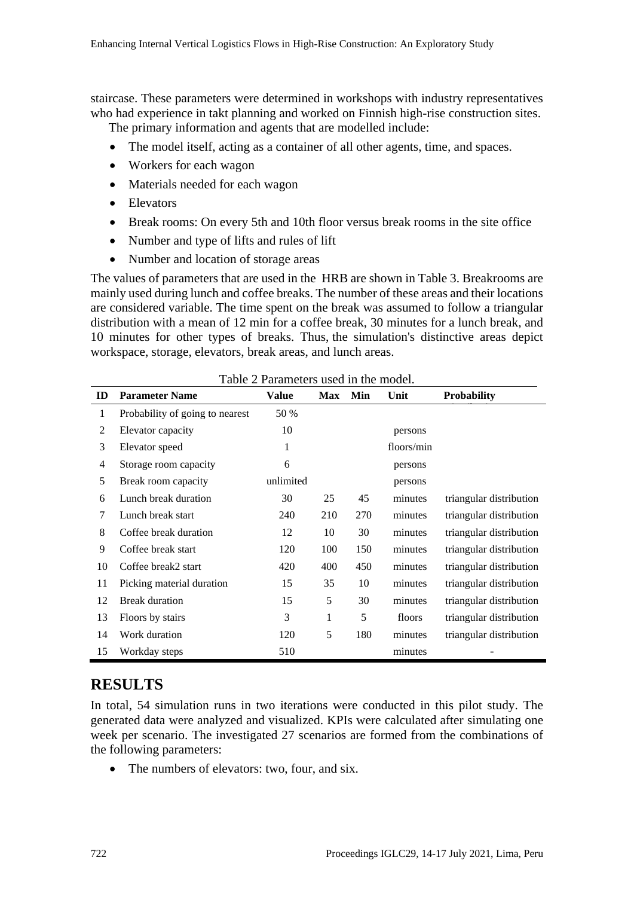staircase. These parameters were determined in workshops with industry representatives who had experience in takt planning and worked on Finnish high-rise construction sites.

The primary information and agents that are modelled include:

- The model itself, acting as a container of all other agents, time, and spaces.
- Workers for each wagon
- Materials needed for each wagon
- Elevators
- Break rooms: On every 5th and 10th floor versus break rooms in the site office
- Number and type of lifts and rules of lift
- Number and location of storage areas

The values of parameters that are used in the HRB are shown in Table 3. Breakrooms are mainly used during lunch and coffee breaks. The number of these areas and their locations are considered variable. The time spent on the break was assumed to follow a triangular distribution with a mean of 12 min for a coffee break, 30 minutes for a lunch break, and 10 minutes for other types of breaks. Thus, the simulation's distinctive areas depict workspace, storage, elevators, break areas, and lunch areas.

Table 2 Parameters used in the model.

| ID | Parameter Name | Value | Max | Min | Unit | Probability |
|---|---|---|---|---|---|---|
| 1 | Probability of going to nearest | 50 % | | | | |
| 2 | Elevator capacity | 10 | | | persons | |
| 3 | Elevator speed | 1 | | | floors/min | |
| 4 | Storage room capacity | 6 | | | persons | |
| 5 | Break room capacity | unlimited | | | persons | |
| 6 | Lunch break duration | 30 | 25 | 45 | minutes | triangular distribution |
| 7 | Lunch break start | 240 | 210 | 270 | minutes | triangular distribution |
| 8 | Coffee break duration | 12 | 10 | 30 | minutes | triangular distribution |
| 9 | Coffee break start | 120 | 100 | 150 | minutes | triangular distribution |
| 10 | Coffee break2 start | 420 | 400 | 450 | minutes | triangular distribution |
| 11 | Picking material duration | 15 | 35 | 10 | minutes | triangular distribution |
| 12 | Break duration | 15 | 5 | 30 | minutes | triangular distribution |
| 13 | Floors by stairs | 3 | 1 | 5 | floors | triangular distribution |
| 14 | Work duration | 120 | 5 | 180 | minutes | triangular distribution |
| 15 | Workday steps | 510 | | | minutes | - |

## RESULTS

In total, 54 simulation runs in two iterations were conducted in this pilot study. The generated data were analyzed and visualized. KPIs were calculated after simulating one week per scenario. The investigated 27 scenarios are formed from the combinations of the following parameters:

- The numbers of elevators: two, four, and six.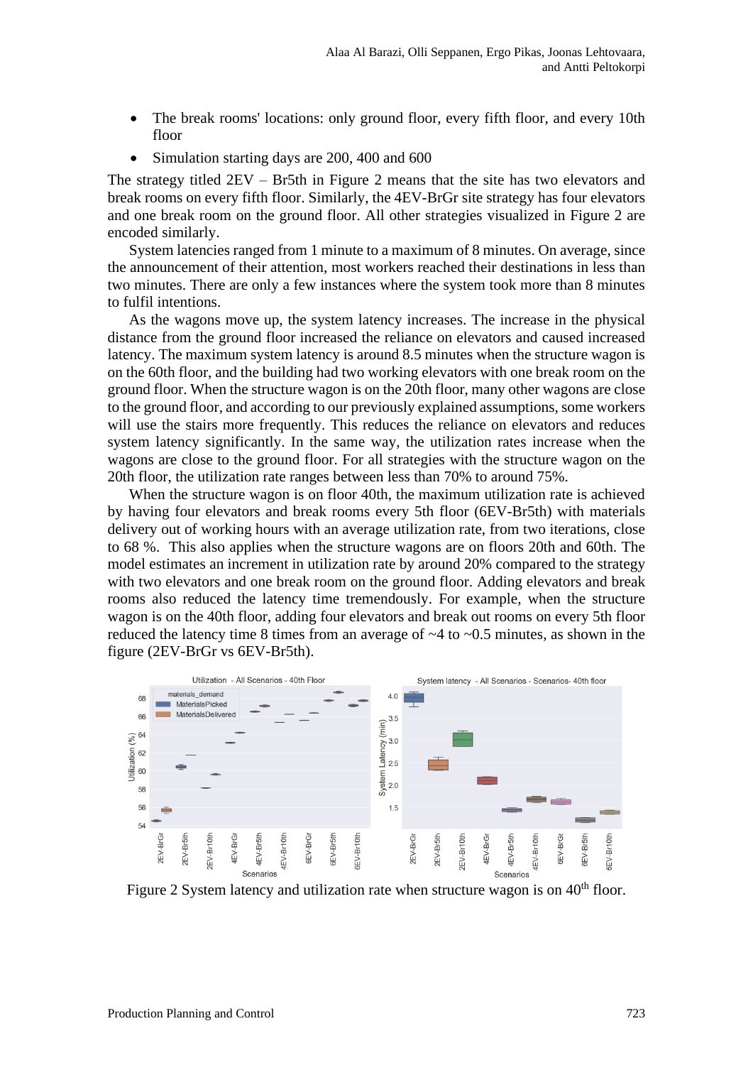- The break rooms' locations: only ground floor, every fifth floor, and every 10th floor
- Simulation starting days are 200, 400 and 600

The strategy titled 2EV – Br5th in Figure 2 means that the site has two elevators and break rooms on every fifth floor. Similarly, the 4EV-BrGr site strategy has four elevators and one break room on the ground floor. All other strategies visualized in Figure 2 are encoded similarly.

System latencies ranged from 1 minute to a maximum of 8 minutes. On average, since the announcement of their attention, most workers reached their destinations in less than two minutes. There are only a few instances where the system took more than 8 minutes to fulfil intentions.

As the wagons move up, the system latency increases. The increase in the physical distance from the ground floor increased the reliance on elevators and caused increased latency. The maximum system latency is around 8.5 minutes when the structure wagon is on the 60th floor, and the building had two working elevators with one break room on the ground floor. When the structure wagon is on the 20th floor, many other wagons are close to the ground floor, and according to our previously explained assumptions, some workers will use the stairs more frequently. This reduces the reliance on elevators and reduces system latency significantly. In the same way, the utilization rates increase when the wagons are close to the ground floor. For all strategies with the structure wagon on the 20th floor, the utilization rate ranges between less than 70% to around 75%.

When the structure wagon is on floor 40th, the maximum utilization rate is achieved by having four elevators and break rooms every 5th floor (6EV-Br5th) with materials delivery out of working hours with an average utilization rate, from two iterations, close to 68 %. This also applies when the structure wagons are on floors 20th and 60th. The model estimates an increment in utilization rate by around 20% compared to the strategy with two elevators and one break room on the ground floor. Adding elevators and break rooms also reduced the latency time tremendously. For example, when the structure wagon is on the 40th floor, adding four elevators and break out rooms on every 5th floor reduced the latency time 8 times from an average of ~4 to ~0.5 minutes, as shown in the figure (2EV-BrGr vs 6EV-Br5th).

Figure 2 System latency and utilization rate when structure wagon is on 40th floor.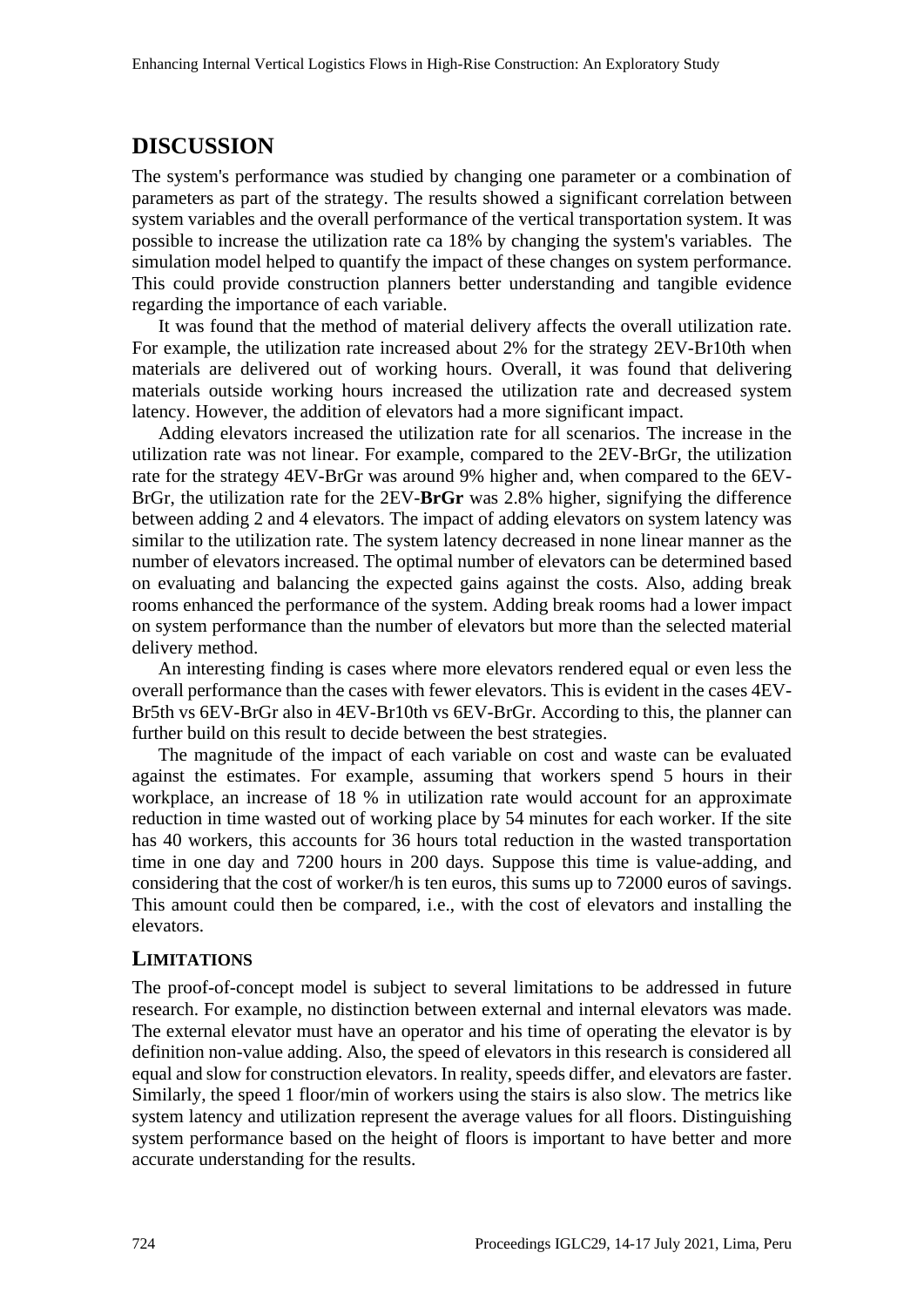## DISCUSSION

The system's performance was studied by changing one parameter or a combination of parameters as part of the strategy. The results showed a significant correlation between system variables and the overall performance of the vertical transportation system. It was possible to increase the utilization rate ca 18% by changing the system's variables. The simulation model helped to quantify the impact of these changes on system performance. This could provide construction planners better understanding and tangible evidence regarding the importance of each variable.

It was found that the method of material delivery affects the overall utilization rate. For example, the utilization rate increased about 2% for the strategy 2EV-Br10th when materials are delivered out of working hours. Overall, it was found that delivering materials outside working hours increased the utilization rate and decreased system latency. However, the addition of elevators had a more significant impact.

Adding elevators increased the utilization rate for all scenarios. The increase in the utilization rate was not linear. For example, compared to the 2EV-BrGr, the utilization rate for the strategy 4EV-BrGr was around 9% higher and, when compared to the 6EV-BrGr, the utilization rate for the 2EV-**BrGr** was 2.8% higher, signifying the difference between adding 2 and 4 elevators. The impact of adding elevators on system latency was similar to the utilization rate. The system latency decreased in none linear manner as the number of elevators increased. The optimal number of elevators can be determined based on evaluating and balancing the expected gains against the costs. Also, adding break rooms enhanced the performance of the system. Adding break rooms had a lower impact on system performance than the number of elevators but more than the selected material delivery method.

An interesting finding is cases where more elevators rendered equal or even less the overall performance than the cases with fewer elevators. This is evident in the cases 4EV-Br5th vs 6EV-BrGr also in 4EV-Br10th vs 6EV-BrGr. According to this, the planner can further build on this result to decide between the best strategies.

The magnitude of the impact of each variable on cost and waste can be evaluated against the estimates. For example, assuming that workers spend 5 hours in their workplace, an increase of 18 % in utilization rate would account for an approximate reduction in time wasted out of working place by 54 minutes for each worker. If the site has 40 workers, this accounts for 36 hours total reduction in the wasted transportation time in one day and 7200 hours in 200 days. Suppose this time is value-adding, and considering that the cost of worker/h is ten euros, this sums up to 72000 euros of savings. This amount could then be compared, i.e., with the cost of elevators and installing the elevators.

### LIMITATIONS

The proof-of-concept model is subject to several limitations to be addressed in future research. For example, no distinction between external and internal elevators was made. The external elevator must have an operator and his time of operating the elevator is by definition non-value adding. Also, the speed of elevators in this research is considered all equal and slow for construction elevators. In reality, speeds differ, and elevators are faster. Similarly, the speed 1 floor/min of workers using the stairs is also slow. The metrics like system latency and utilization represent the average values for all floors. Distinguishing system performance based on the height of floors is important to have better and more accurate understanding for the results.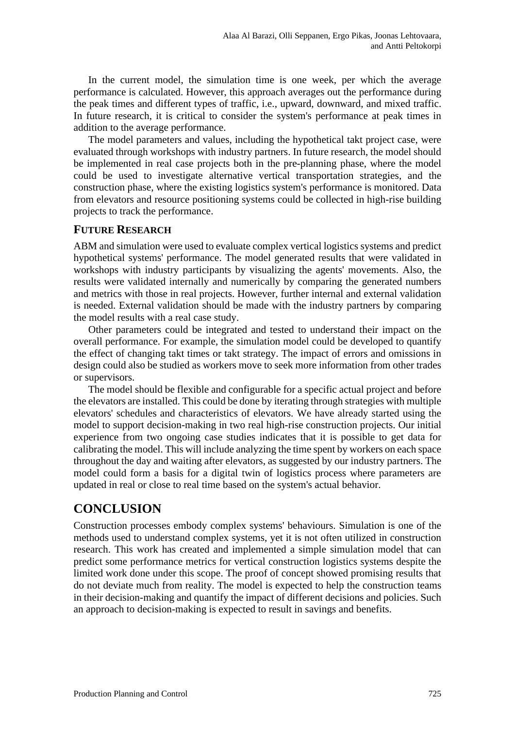In the current model, the simulation time is one week, per which the average performance is calculated. However, this approach averages out the performance during the peak times and different types of traffic, i.e., upward, downward, and mixed traffic. In future research, it is critical to consider the system's performance at peak times in addition to the average performance.

The model parameters and values, including the hypothetical takt project case, were evaluated through workshops with industry partners. In future research, the model should be implemented in real case projects both in the pre-planning phase, where the model could be used to investigate alternative vertical transportation strategies, and the construction phase, where the existing logistics system's performance is monitored. Data from elevators and resource positioning systems could be collected in high-rise building projects to track the performance.

### FUTURE RESEARCH

ABM and simulation were used to evaluate complex vertical logistics systems and predict hypothetical systems' performance. The model generated results that were validated in workshops with industry participants by visualizing the agents' movements. Also, the results were validated internally and numerically by comparing the generated numbers and metrics with those in real projects. However, further internal and external validation is needed. External validation should be made with the industry partners by comparing the model results with a real case study.

Other parameters could be integrated and tested to understand their impact on the overall performance. For example, the simulation model could be developed to quantify the effect of changing takt times or takt strategy. The impact of errors and omissions in design could also be studied as workers move to seek more information from other trades or supervisors.

The model should be flexible and configurable for a specific actual project and before the elevators are installed. This could be done by iterating through strategies with multiple elevators' schedules and characteristics of elevators. We have already started using the model to support decision-making in two real high-rise construction projects. Our initial experience from two ongoing case studies indicates that it is possible to get data for calibrating the model. This will include analyzing the time spent by workers on each space throughout the day and waiting after elevators, as suggested by our industry partners. The model could form a basis for a digital twin of logistics process where parameters are updated in real or close to real time based on the system's actual behavior.

## CONCLUSION

Construction processes embody complex systems' behaviours. Simulation is one of the methods used to understand complex systems, yet it is not often utilized in construction research. This work has created and implemented a simple simulation model that can predict some performance metrics for vertical construction logistics systems despite the limited work done under this scope. The proof of concept showed promising results that do not deviate much from reality. The model is expected to help the construction teams in their decision-making and quantify the impact of different decisions and policies. Such an approach to decision-making is expected to result in savings and benefits.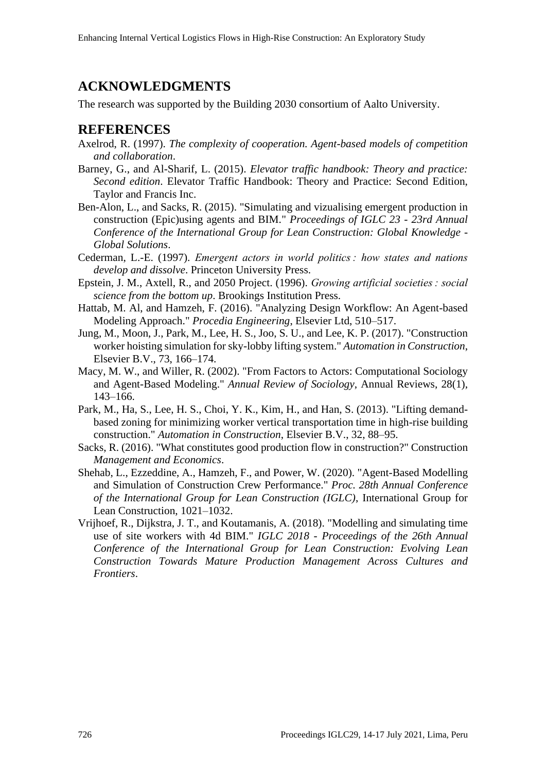## ACKNOWLEDGMENTS

The research was supported by the Building 2030 consortium of Aalto University.

## REFERENCES

Axelrod, R. (1997). *The complexity of cooperation. Agent-based models of competition and collaboration*.

Barney, G., and Al-Sharif, L. (2015). *Elevator traffic handbook: Theory and practice: Second edition*. Elevator Traffic Handbook: Theory and Practice: Second Edition, Taylor and Francis Inc.

Ben-Alon, L., and Sacks, R. (2015). "Simulating and vizualising emergent production in construction (Epic)using agents and BIM." *Proceedings of IGLC 23 - 23rd Annual Conference of the International Group for Lean Construction: Global Knowledge - Global Solutions*.

Cederman, L.-E. (1997). *Emergent actors in world politics : how states and nations develop and dissolve*. Princeton University Press.

Epstein, J. M., Axtell, R., and 2050 Project. (1996). *Growing artificial societies : social science from the bottom up*. Brookings Institution Press.

Hattab, M. Al, and Hamzeh, F. (2016). "Analyzing Design Workflow: An Agent-based Modeling Approach." *Procedia Engineering*, Elsevier Ltd, 510–517.

Jung, M., Moon, J., Park, M., Lee, H. S., Joo, S. U., and Lee, K. P. (2017). "Construction worker hoisting simulation for sky-lobby lifting system." *Automation in Construction*, Elsevier B.V., 73, 166–174.

Macy, M. W., and Willer, R. (2002). "From Factors to Actors: Computational Sociology and Agent-Based Modeling." *Annual Review of Sociology*, Annual Reviews, 28(1), 143–166.

Park, M., Ha, S., Lee, H. S., Choi, Y. K., Kim, H., and Han, S. (2013). "Lifting demand-based zoning for minimizing worker vertical transportation time in high-rise building construction." *Automation in Construction*, Elsevier B.V., 32, 88–95.

Sacks, R. (2016). "What constitutes good production flow in construction?" Construction *Management and Economics*.

Shehab, L., Ezzeddine, A., Hamzeh, F., and Power, W. (2020). "Agent-Based Modelling and Simulation of Construction Crew Performance." *Proc. 28th Annual Conference of the International Group for Lean Construction (IGLC)*, International Group for Lean Construction, 1021–1032.

Vrijhoef, R., Dijkstra, J. T., and Koutamanis, A. (2018). "Modelling and simulating time use of site workers with 4d BIM." *IGLC 2018 - Proceedings of the 26th Annual Conference of the International Group for Lean Construction: Evolving Lean Construction Towards Mature Production Management Across Cultures and Frontiers*.